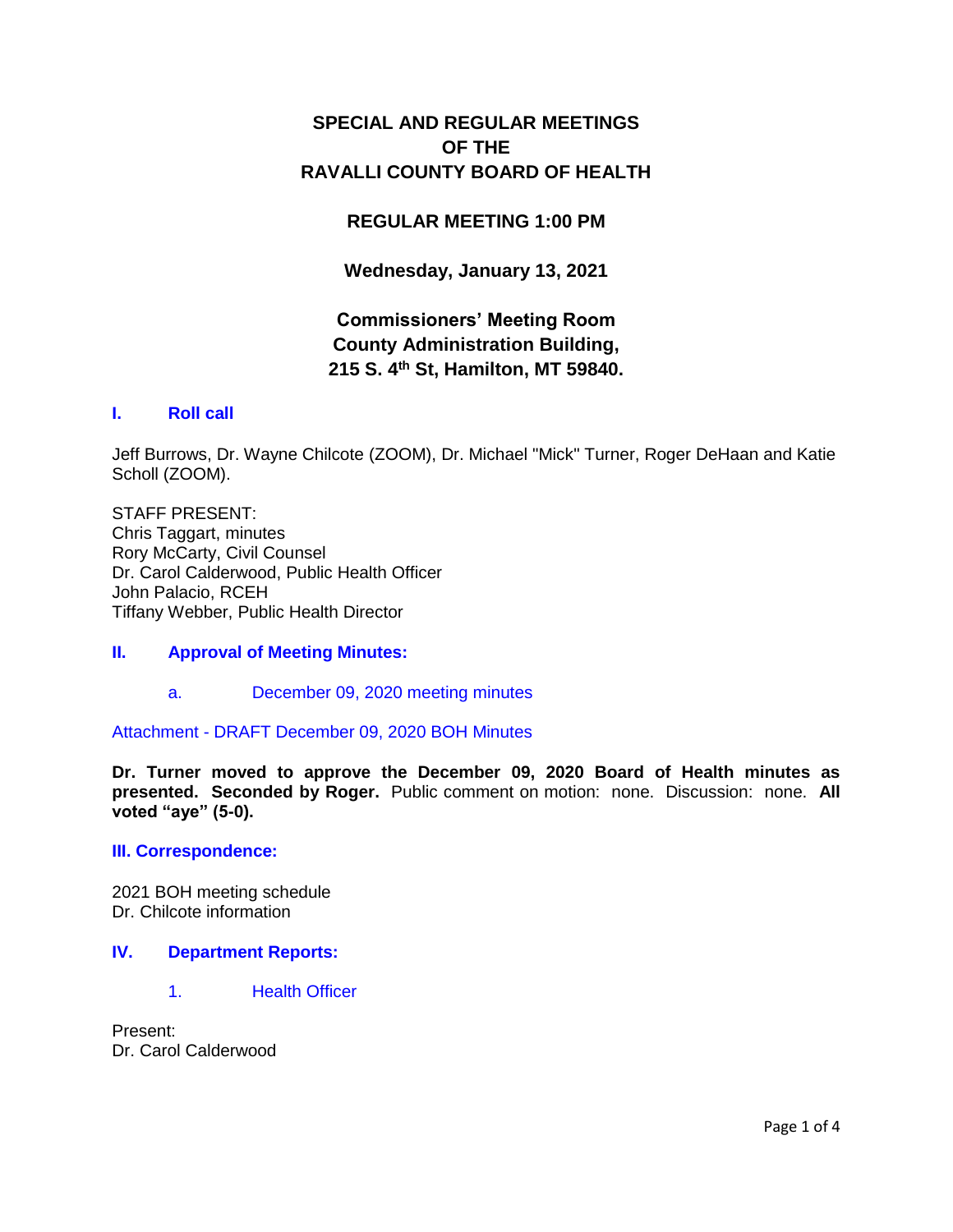# SPECIAL AND REGULAR MEETINGS OF THE RAVALLI COUNTY BOARD OF HEALTH

## REGULAR MEETING 1:00 PM

**Wednesday, January 13, 2021**

**Commissioners' Meeting Room**
**County Administration Building,**
**215 S. 4th St, Hamilton, MT 59840.**

### I. Roll call

Jeff Burrows, Dr. Wayne Chilcote (ZOOM), Dr. Michael "Mick" Turner, Roger DeHaan and Katie Scholl (ZOOM).

STAFF PRESENT:
Chris Taggart, minutes
Rory McCarty, Civil Counsel
Dr. Carol Calderwood, Public Health Officer
John Palacio, RCEH
Tiffany Webber, Public Health Director

### II. Approval of Meeting Minutes:

a. December 09, 2020 meeting minutes

Attachment - DRAFT December 09, 2020 BOH Minutes

**Dr. Turner moved to approve the December 09, 2020 Board of Health minutes as presented. Seconded by Roger.** Public comment on motion: none. Discussion: none. **All voted "aye" (5-0).**

### III. Correspondence:

2021 BOH meeting schedule
Dr. Chilcote information

### IV. Department Reports:

1. Health Officer

Present:
Dr. Carol Calderwood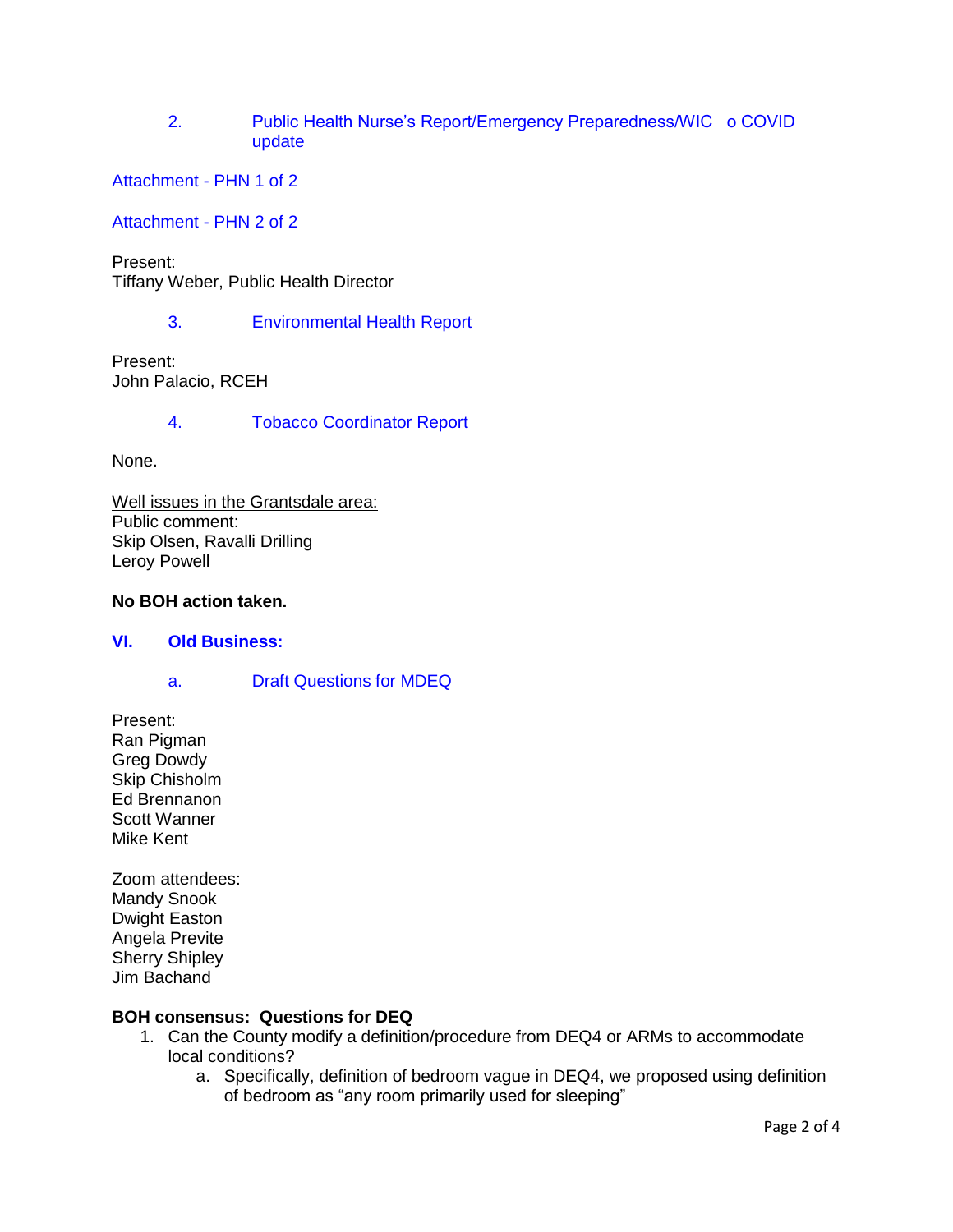2. Public Health Nurse's Report/Emergency Preparedness/WIC o COVID update

Attachment - PHN 1 of 2

Attachment - PHN 2 of 2

Present:
Tiffany Weber, Public Health Director

3. Environmental Health Report

Present:
John Palacio, RCEH

4. Tobacco Coordinator Report

None.

Well issues in the Grantsdale area:
Public comment:
Skip Olsen, Ravalli Drilling
Leroy Powell

**No BOH action taken.**

## VI. Old Business:

a. Draft Questions for MDEQ

Present:
Ran Pigman
Greg Dowdy
Skip Chisholm
Ed Brennanon
Scott Wanner
Mike Kent

Zoom attendees:
Mandy Snook
Dwight Easton
Angela Previte
Sherry Shipley
Jim Bachand

**BOH consensus: Questions for DEQ**

1. Can the County modify a definition/procedure from DEQ4 or ARMs to accommodate local conditions?
    a. Specifically, definition of bedroom vague in DEQ4, we proposed using definition of bedroom as "any room primarily used for sleeping"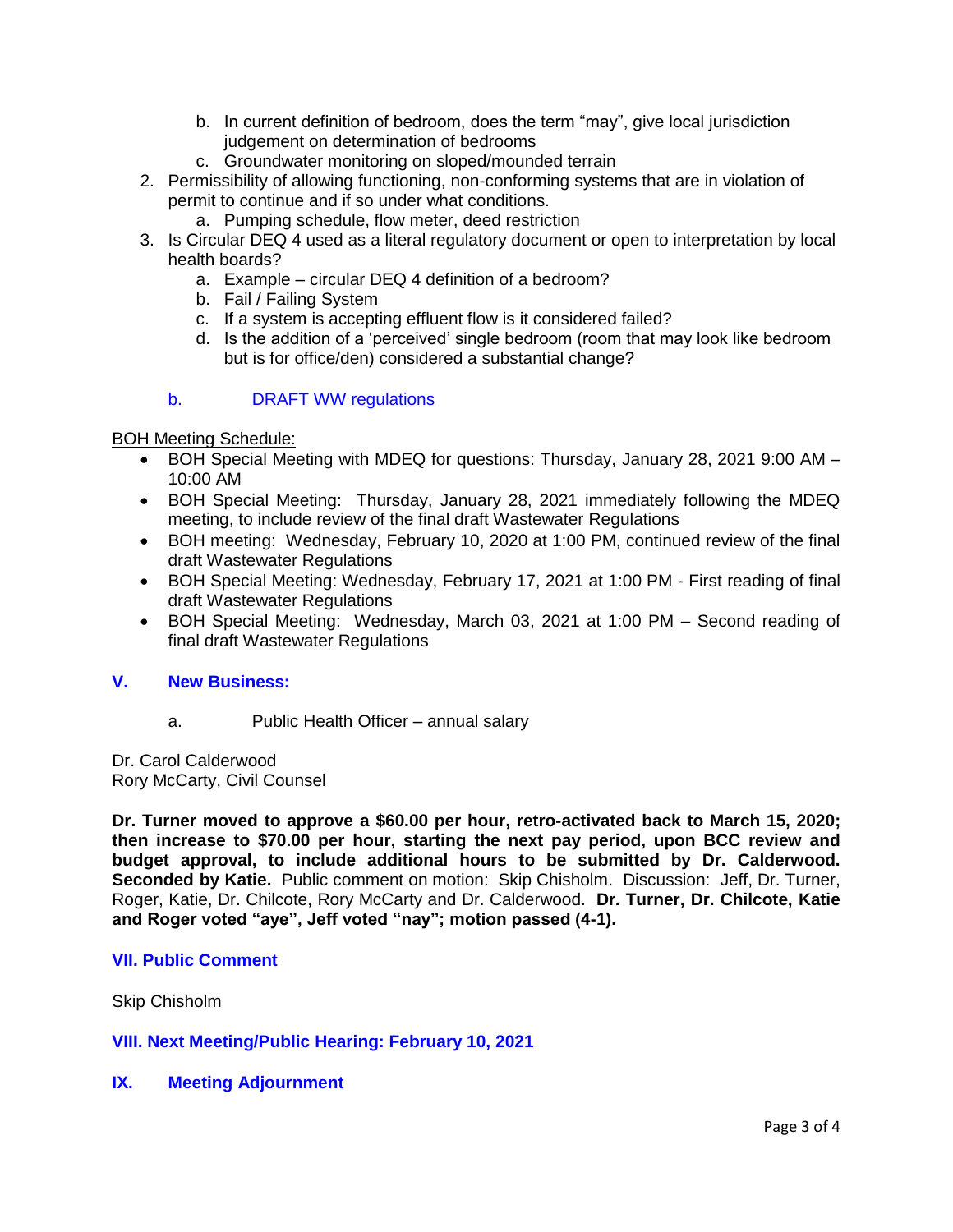b. In current definition of bedroom, does the term "may", give local jurisdiction judgement on determination of bedrooms
   c. Groundwater monitoring on sloped/mounded terrain
2. Permissibility of allowing functioning, non-conforming systems that are in violation of permit to continue and if so under what conditions.
   a. Pumping schedule, flow meter, deed restriction
3. Is Circular DEQ 4 used as a literal regulatory document or open to interpretation by local health boards?
   a. Example – circular DEQ 4 definition of a bedroom?
   b. Fail / Failing System
   c. If a system is accepting effluent flow is it considered failed?
   d. Is the addition of a 'perceived' single bedroom (room that may look like bedroom but is for office/den) considered a substantial change?

b. DRAFT WW regulations

BOH Meeting Schedule:

- BOH Special Meeting with MDEQ for questions: Thursday, January 28, 2021 9:00 AM – 10:00 AM
- BOH Special Meeting: Thursday, January 28, 2021 immediately following the MDEQ meeting, to include review of the final draft Wastewater Regulations
- BOH meeting: Wednesday, February 10, 2020 at 1:00 PM, continued review of the final draft Wastewater Regulations
- BOH Special Meeting: Wednesday, February 17, 2021 at 1:00 PM - First reading of final draft Wastewater Regulations
- BOH Special Meeting: Wednesday, March 03, 2021 at 1:00 PM – Second reading of final draft Wastewater Regulations

## V. New Business:

a. Public Health Officer – annual salary

Dr. Carol Calderwood
Rory McCarty, Civil Counsel

**Dr. Turner moved to approve a $60.00 per hour, retro-activated back to March 15, 2020; then increase to $70.00 per hour, starting the next pay period, upon BCC review and budget approval, to include additional hours to be submitted by Dr. Calderwood. Seconded by Katie.** Public comment on motion: Skip Chisholm. Discussion: Jeff, Dr. Turner, Roger, Katie, Dr. Chilcote, Rory McCarty and Dr. Calderwood. **Dr. Turner, Dr. Chilcote, Katie and Roger voted "aye", Jeff voted "nay"; motion passed (4-1).**

## VII. Public Comment

Skip Chisholm

## VIII. Next Meeting/Public Hearing: February 10, 2021

## IX. Meeting Adjournment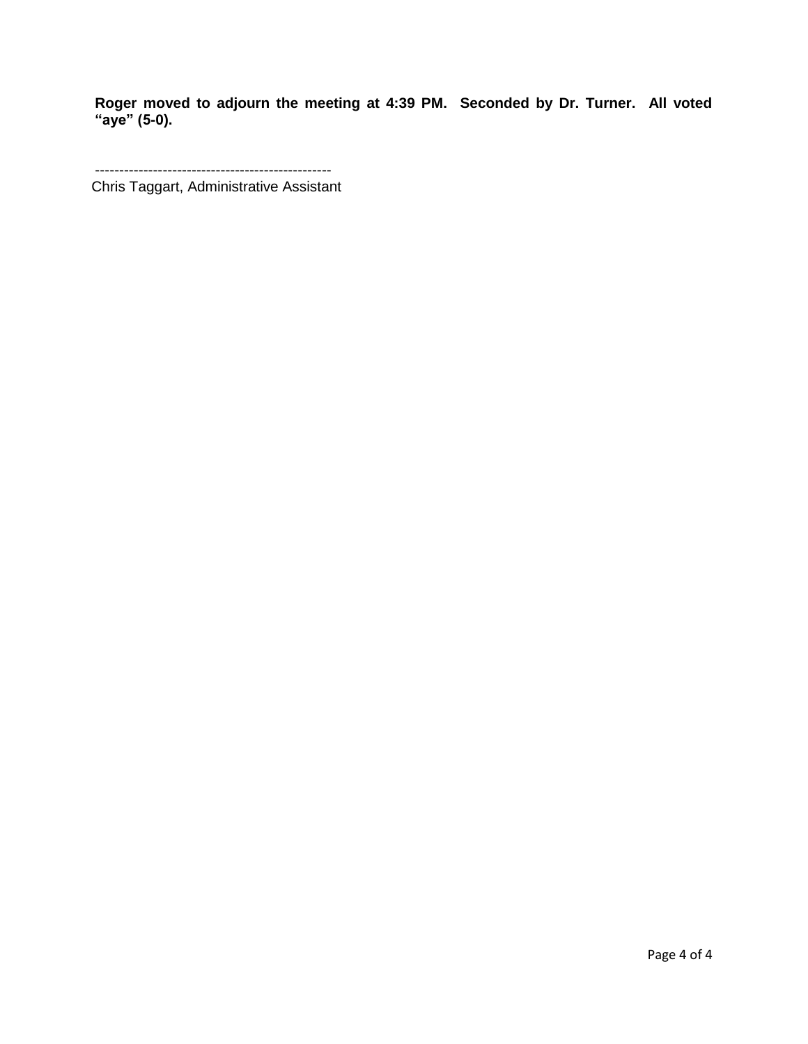**Roger moved to adjourn the meeting at 4:39 PM. Seconded by Dr. Turner. All voted "aye" (5-0).**

-------------------------------------------------

Chris Taggart, Administrative Assistant